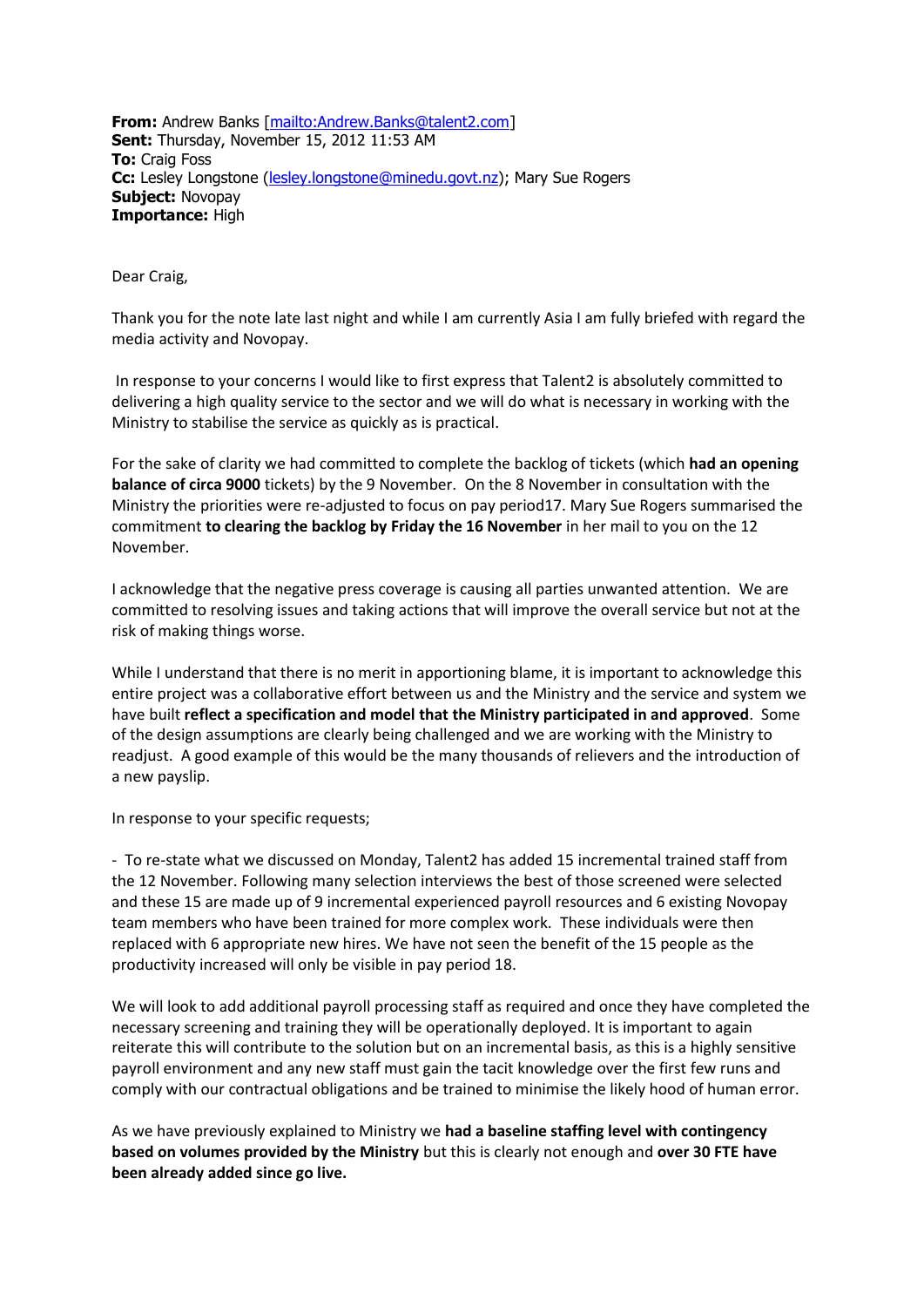**From:** Andrew Banks [mailto:Andrew.Banks@talent2.com]
**Sent:** Thursday, November 15, 2012 11:53 AM
**To:** Craig Foss
**Cc:** Lesley Longstone (lesley.longstone@minedu.govt.nz); Mary Sue Rogers
**Subject:** Novopay
**Importance:** High

Dear Craig,

Thank you for the note late last night and while I am currently Asia I am fully briefed with regard the media activity and Novopay.

In response to your concerns I would like to first express that Talent2 is absolutely committed to delivering a high quality service to the sector and we will do what is necessary in working with the Ministry to stabilise the service as quickly as is practical.

For the sake of clarity we had committed to complete the backlog of tickets (which **had an opening balance of circa 9000** tickets) by the 9 November. On the 8 November in consultation with the Ministry the priorities were re-adjusted to focus on pay period17. Mary Sue Rogers summarised the commitment **to clearing the backlog by Friday the 16 November** in her mail to you on the 12 November.

I acknowledge that the negative press coverage is causing all parties unwanted attention. We are committed to resolving issues and taking actions that will improve the overall service but not at the risk of making things worse.

While I understand that there is no merit in apportioning blame, it is important to acknowledge this entire project was a collaborative effort between us and the Ministry and the service and system we have built **reflect a specification and model that the Ministry participated in and approved**. Some of the design assumptions are clearly being challenged and we are working with the Ministry to readjust. A good example of this would be the many thousands of relievers and the introduction of a new payslip.

In response to your specific requests;

- To re-state what we discussed on Monday, Talent2 has added 15 incremental trained staff from the 12 November. Following many selection interviews the best of those screened were selected and these 15 are made up of 9 incremental experienced payroll resources and 6 existing Novopay team members who have been trained for more complex work. These individuals were then replaced with 6 appropriate new hires. We have not seen the benefit of the 15 people as the productivity increased will only be visible in pay period 18.

We will look to add additional payroll processing staff as required and once they have completed the necessary screening and training they will be operationally deployed. It is important to again reiterate this will contribute to the solution but on an incremental basis, as this is a highly sensitive payroll environment and any new staff must gain the tacit knowledge over the first few runs and comply with our contractual obligations and be trained to minimise the likely hood of human error.

As we have previously explained to Ministry we **had a baseline staffing level with contingency based on volumes provided by the Ministry** but this is clearly not enough and **over 30 FTE have been already added since go live.**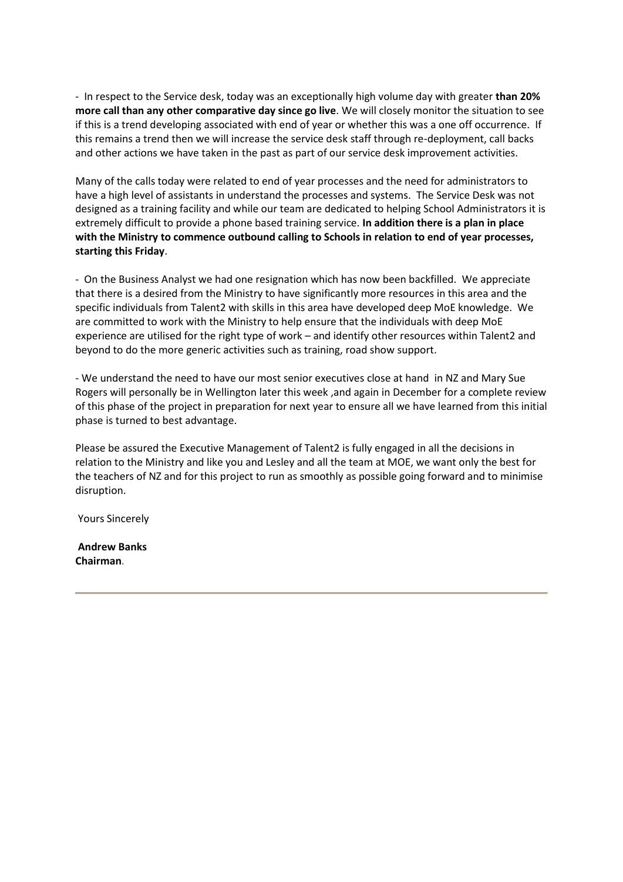-  In respect to the Service desk, today was an exceptionally high volume day with greater **than 20% more call than any other comparative day since go live**. We will closely monitor the situation to see if this is a trend developing associated with end of year or whether this was a one off occurrence.  If this remains a trend then we will increase the service desk staff through re-deployment, call backs and other actions we have taken in the past as part of our service desk improvement activities.

Many of the calls today were related to end of year processes and the need for administrators to have a high level of assistants in understand the processes and systems.  The Service Desk was not designed as a training facility and while our team are dedicated to helping School Administrators it is extremely difficult to provide a phone based training service. **In addition there is a plan in place with the Ministry to commence outbound calling to Schools in relation to end of year processes, starting this Friday**.

-  On the Business Analyst we had one resignation which has now been backfilled.  We appreciate that there is a desired from the Ministry to have significantly more resources in this area and the specific individuals from Talent2 with skills in this area have developed deep MoE knowledge.  We are committed to work with the Ministry to help ensure that the individuals with deep MoE experience are utilised for the right type of work – and identify other resources within Talent2 and beyond to do the more generic activities such as training, road show support.

- We understand the need to have our most senior executives close at hand  in NZ and Mary Sue Rogers will personally be in Wellington later this week ,and again in December for a complete review of this phase of the project in preparation for next year to ensure all we have learned from this initial phase is turned to best advantage.

Please be assured the Executive Management of Talent2 is fully engaged in all the decisions in relation to the Ministry and like you and Lesley and all the team at MOE, we want only the best for the teachers of NZ and for this project to run as smoothly as possible going forward and to minimise disruption.

Yours Sincerely

**Andrew Banks**
**Chairman**.